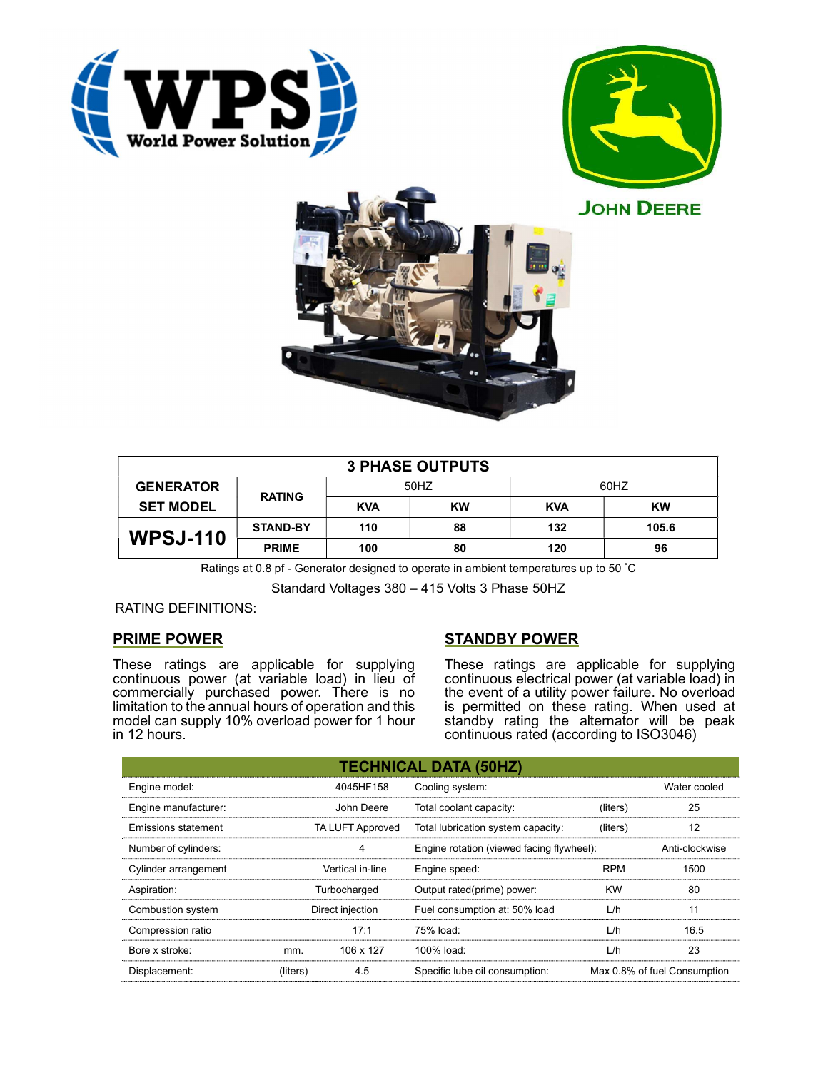WPS World Power Solution

JOHN DEERE

| 3 PHASE OUTPUTS | | | | | |
|---|---|---|---|---|---|
| GENERATOR SET MODEL | RATING | 50HZ | | 60HZ | |
| | | KVA | KW | KVA | KW |
| **WPSJ-110** | STAND-BY | 110 | 88 | 132 | 105.6 |
| | PRIME | 100 | 80 | 120 | 96 |

Ratings at 0.8 pf - Generator designed to operate in ambient temperatures up to 50 ˚C

Standard Voltages 380 – 415 Volts 3 Phase 50HZ

RATING DEFINITIONS:

## PRIME POWER

These ratings are applicable for supplying continuous power (at variable load) in lieu of commercially purchased power. There is no limitation to the annual hours of operation and this model can supply 10% overload power for 1 hour in 12 hours.

## STANDBY POWER

These ratings are applicable for supplying continuous electrical power (at variable load) in the event of a utility power failure. No overload is permitted on these rating. When used at standby rating the alternator will be peak continuous rated (according to ISO3046)

| TECHNICAL DATA (50HZ) | | | | | |
|---|---|---|---|---|---|
| Engine model: | | 4045HF158 | Cooling system: | | Water cooled |
| Engine manufacturer: | | John Deere | Total coolant capacity: | (liters) | 25 |
| Emissions statement | | TA LUFT Approved | Total lubrication system capacity: | (liters) | 12 |
| Number of cylinders: | | 4 | Engine rotation (viewed facing flywheel): | | Anti-clockwise |
| Cylinder arrangement | | Vertical in-line | Engine speed: | RPM | 1500 |
| Aspiration: | | Turbocharged | Output rated(prime) power: | KW | 80 |
| Combustion system | | Direct injection | Fuel consumption at: 50% load | L/h | 11 |
| Compression ratio | | 17:1 | 75% load: | L/h | 16.5 |
| Bore x stroke: | mm. | 106 x 127 | 100% load: | L/h | 23 |
| Displacement: | (liters) | 4.5 | Specific lube oil consumption: | | Max 0.8% of fuel Consumption |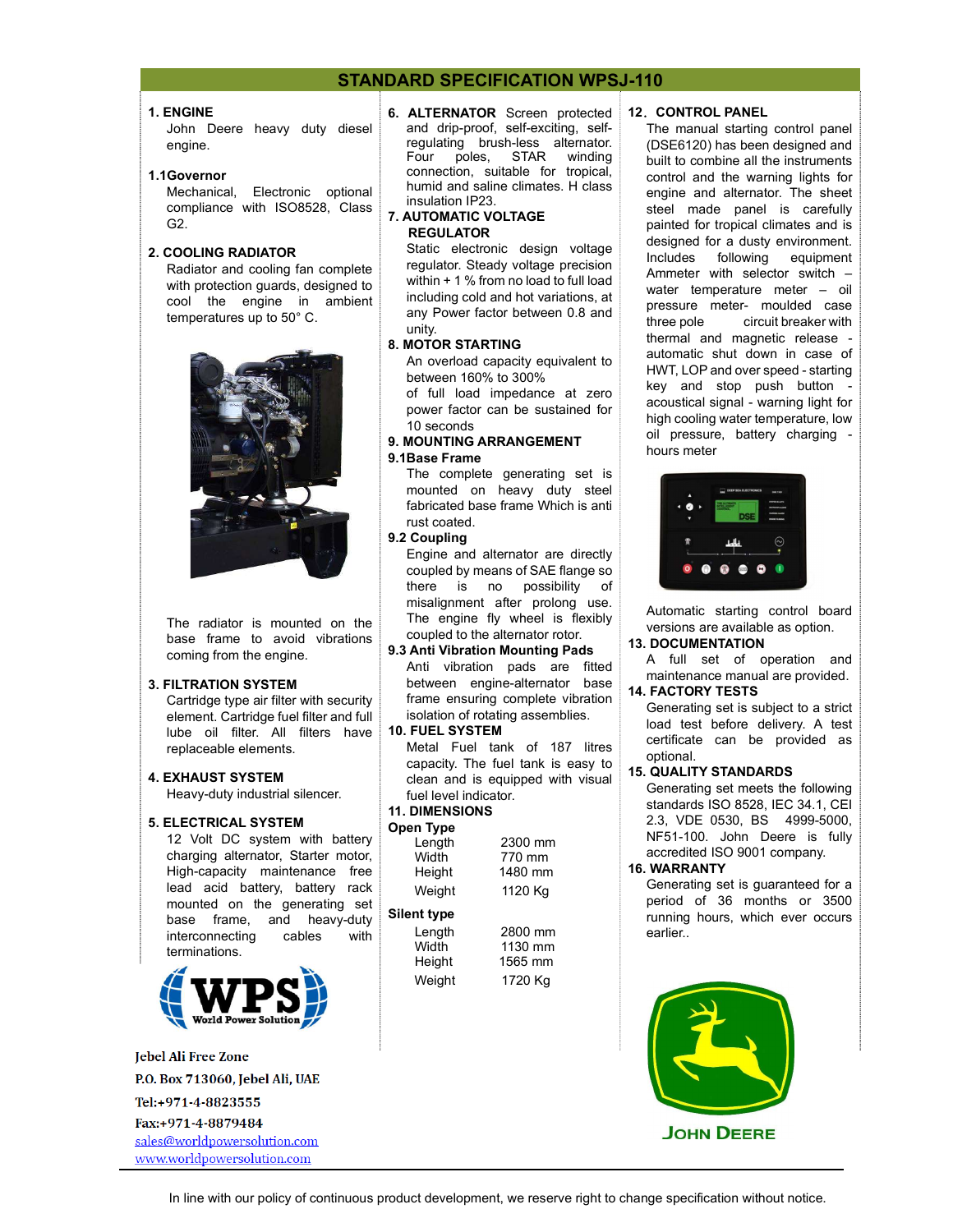# STANDARD SPECIFICATION WPSJ-110

## 1. ENGINE

John Deere heavy duty diesel engine.

### 1.1Governor

Mechanical, Electronic optional compliance with ISO8528, Class G2.

## 2. COOLING RADIATOR

Radiator and cooling fan complete with protection guards, designed to cool the engine in ambient temperatures up to 50° C.

The radiator is mounted on the base frame to avoid vibrations coming from the engine.

## 3. FILTRATION SYSTEM

Cartridge type air filter with security element. Cartridge fuel filter and full lube oil filter. All filters have replaceable elements.

## 4. EXHAUST SYSTEM

Heavy-duty industrial silencer.

## 5. ELECTRICAL SYSTEM

12 Volt DC system with battery charging alternator, Starter motor, High-capacity maintenance free lead acid battery, battery rack mounted on the generating set base frame, and heavy-duty interconnecting cables with terminations.

WPS World Power Solution

Jebel Ali Free Zone
P.O. Box 713060, Jebel Ali, UAE
Tel:+971-4-8823555
Fax:+971-4-8879484
sales@worldpowersolution.com
www.worldpowersolution.com

## 6. ALTERNATOR

Screen protected and drip-proof, self-exciting, self-regulating brush-less alternator. Four poles, STAR winding connection, suitable for tropical, humid and saline climates. H class insulation IP23.

## 7. AUTOMATIC VOLTAGE REGULATOR

Static electronic design voltage regulator. Steady voltage precision within + 1 % from no load to full load including cold and hot variations, at any Power factor between 0.8 and unity.

## 8. MOTOR STARTING

An overload capacity equivalent to between 160% to 300%
of full load impedance at zero power factor can be sustained for 10 seconds

## 9. MOUNTING ARRANGEMENT

### 9.1Base Frame

The complete generating set is mounted on heavy duty steel fabricated base frame Which is anti rust coated.

### 9.2 Coupling

Engine and alternator are directly coupled by means of SAE flange so there is no possibility of misalignment after prolong use. The engine fly wheel is flexibly coupled to the alternator rotor.

### 9.3 Anti Vibration Mounting Pads

Anti vibration pads are fitted between engine-alternator base frame ensuring complete vibration isolation of rotating assemblies.

## 10. FUEL SYSTEM

Metal Fuel tank of 187 litres capacity. The fuel tank is easy to clean and is equipped with visual fuel level indicator.

## 11. DIMENSIONS

**Open Type**

| | |
|---|---|
| Length | 2300 mm |
| Width | 770 mm |
| Height | 1480 mm |
| Weight | 1120 Kg |

**Silent type**

| | |
|---|---|
| Length | 2800 mm |
| Width | 1130 mm |
| Height | 1565 mm |
| Weight | 1720 Kg |

## 12. CONTROL PANEL

The manual starting control panel (DSE6120) has been designed and built to combine all the instruments control and the warning lights for engine and alternator. The sheet steel made panel is carefully painted for tropical climates and is designed for a dusty environment. Includes following equipment Ammeter with selector switch – water temperature meter – oil pressure meter- moulded case three pole circuit breaker with thermal and magnetic release - automatic shut down in case of HWT, LOP and over speed - starting key and stop push button - acoustical signal - warning light for high cooling water temperature, low oil pressure, battery charging - hours meter

Automatic starting control board versions are available as option.

## 13. DOCUMENTATION

A full set of operation and maintenance manual are provided.

## 14. FACTORY TESTS

Generating set is subject to a strict load test before delivery. A test certificate can be provided as optional.

## 15. QUALITY STANDARDS

Generating set meets the following standards ISO 8528, IEC 34.1, CEI 2.3, VDE 0530, BS 4999-5000, NF51-100. John Deere is fully accredited ISO 9001 company.

## 16. WARRANTY

Generating set is guaranteed for a period of 36 months or 3500 running hours, which ever occurs earlier..

JOHN DEERE

In line with our policy of continuous product development, we reserve right to change specification without notice.